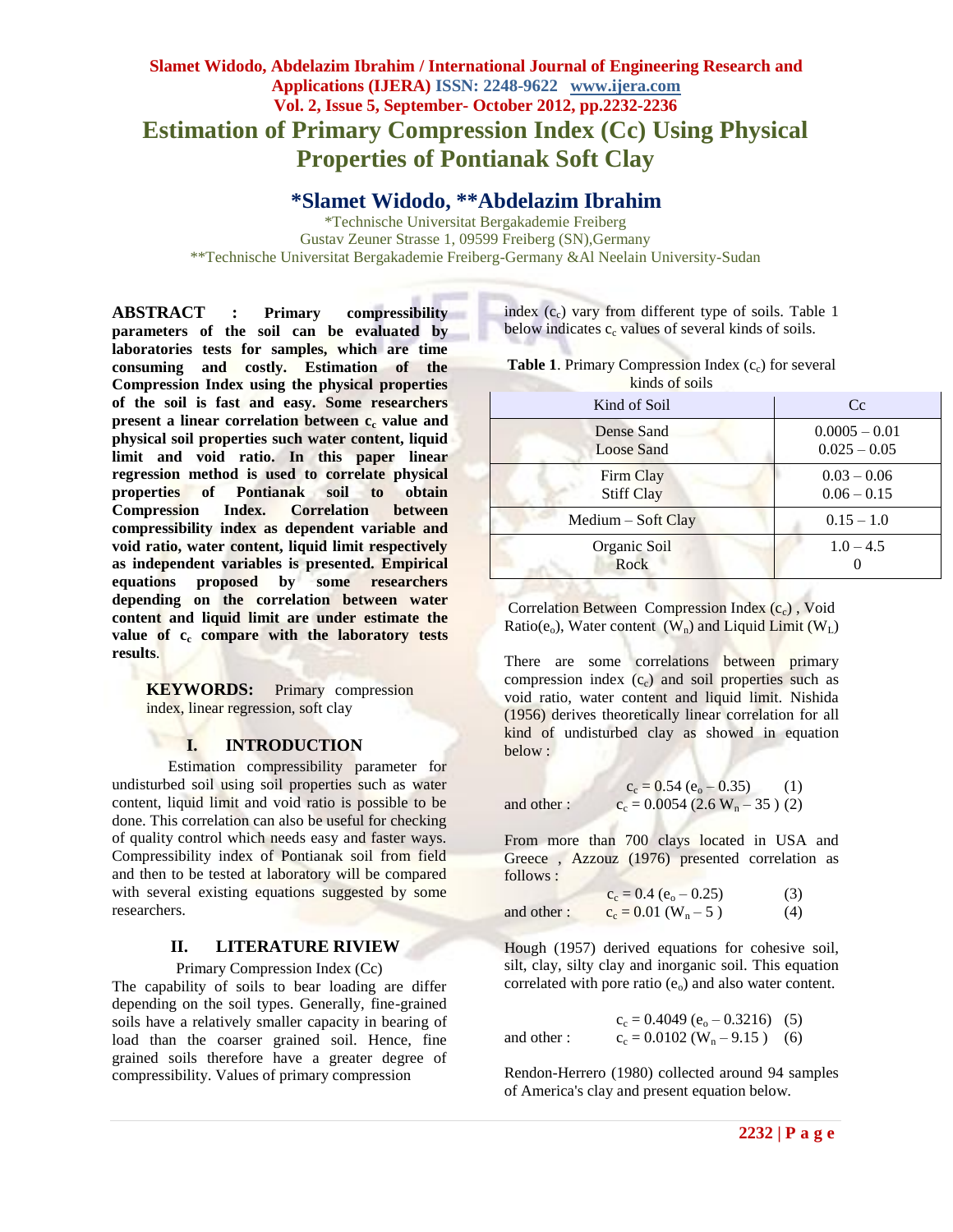# Estimation of Primary Compression Index (Cc) Using Physical Properties of Pontianak Soft Clay

## *Slamet Widodo, **Abdelazim Ibrahim

*Technische Universitat Bergakademie Freiberg
Gustav Zeuner Strasse 1, 09599 Freiberg (SN),Germany
**Technische Universitat Bergakademie Freiberg-Germany &Al Neelain University-Sudan

**ABSTRACT : Primary compressibility parameters of the soil can be evaluated by laboratories tests for samples, which are time consuming and costly. Estimation of the Compression Index using the physical properties of the soil is fast and easy. Some researchers present a linear correlation between $c_c$ value and physical soil properties such water content, liquid limit and void ratio. In this paper linear regression method is used to correlate physical properties of Pontianak soil to obtain Compression Index. Correlation between compressibility index as dependent variable and void ratio, water content, liquid limit respectively as independent variables is presented. Empirical equations proposed by some researchers depending on the correlation between water content and liquid limit are under estimate the value of $c_c$ compare with the laboratory tests results**.

**KEYWORDS:** Primary compression index, linear regression, soft clay

## I. INTRODUCTION

Estimation compressibility parameter for undisturbed soil using soil properties such as water content, liquid limit and void ratio is possible to be done. This correlation can also be useful for checking of quality control which needs easy and faster ways. Compressibility index of Pontianak soil from field and then to be tested at laboratory will be compared with several existing equations suggested by some researchers.

## II. LITERATURE RIVIEW

Primary Compression Index (Cc)

The capability of soils to bear loading are differ depending on the soil types. Generally, fine-grained soils have a relatively smaller capacity in bearing of load than the coarser grained soil. Hence, fine grained soils therefore have a greater degree of compressibility. Values of primary compression index ($c_c$) vary from different type of soils. Table 1 below indicates $c_c$ values of several kinds of soils.

**Table 1**. Primary Compression Index ($c_c$) for several kinds of soils

| Kind of Soil | Cc |
|---|---|
| Dense Sand<br>Loose Sand | 0.0005 – 0.01<br>0.025 – 0.05 |
| Firm Clay<br>Stiff Clay | 0.03 – 0.06<br>0.06 – 0.15 |
| Medium – Soft Clay | 0.15 – 1.0 |
| Organic Soil<br>Rock | 1.0 – 4.5<br>0 |

Correlation Between Compression Index ($c_c$) , Void Ratio($e_o$), Water content ($W_n$) and Liquid Limit ($W_L$)

There are some correlations between primary compression index ($c_c$) and soil properties such as void ratio, water content and liquid limit. Nishida (1956) derives theoretically linear correlation for all kind of undisturbed clay as showed in equation below :

$$c_c = 0.54\,(e_o - 0.35) \qquad (1)$$

and other :

$$c_c = 0.0054\,(2.6\,W_n - 35) \qquad (2)$$

From more than 700 clays located in USA and Greece , Azzouz (1976) presented correlation as follows :

$$c_c = 0.4\,(e_o - 0.25) \qquad (3)$$

and other :

$$c_c = 0.01\,(W_n - 5) \qquad (4)$$

Hough (1957) derived equations for cohesive soil, silt, clay, silty clay and inorganic soil. This equation correlated with pore ratio ($e_o$) and also water content.

$$c_c = 0.4049\,(e_o - 0.3216) \qquad (5)$$

and other :

$$c_c = 0.0102\,(W_n - 9.15) \qquad (6)$$

Rendon-Herrero (1980) collected around 94 samples of America's clay and present equation below.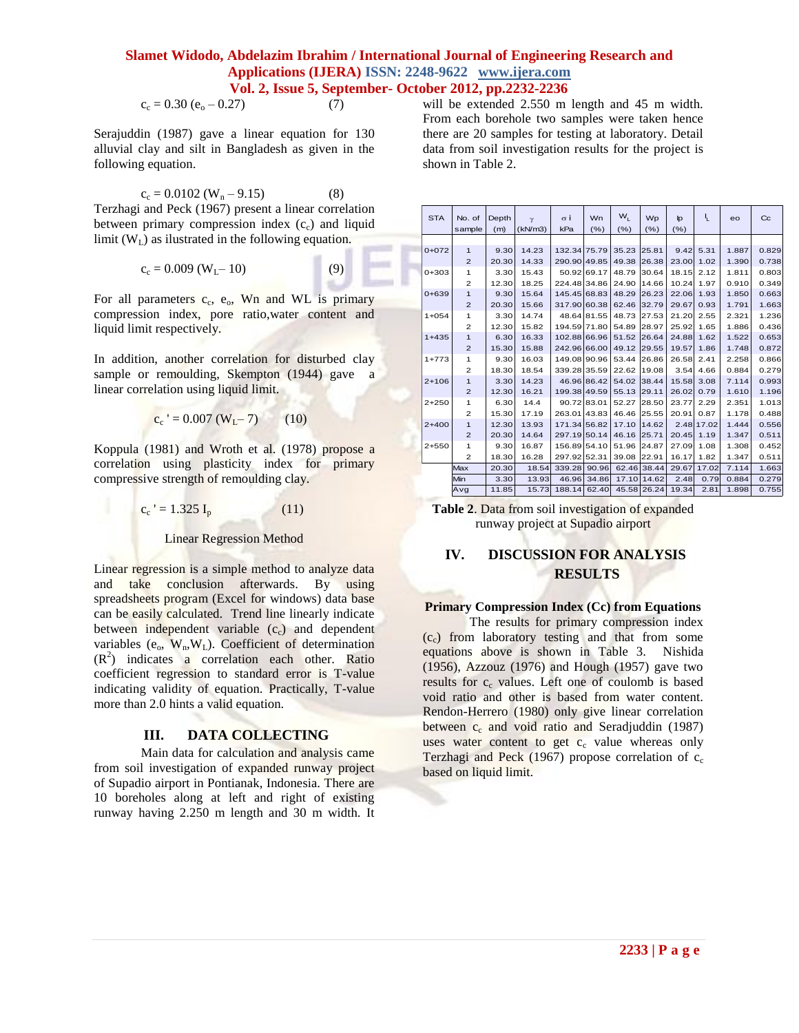$$c_c = 0.30\ (e_o - 0.27) \qquad (7)$$

Serajuddin (1987) gave a linear equation for 130 alluvial clay and silt in Bangladesh as given in the following equation.

$$c_c = 0.0102\ (W_n - 9.15) \qquad (8)$$

Terzhagi and Peck (1967) present a linear correlation between primary compression index ($c_c$) and liquid limit ($W_L$) as ilustrated in the following equation.

$$c_c = 0.009\ (W_L - 10) \qquad (9)$$

For all parameters $c_c$, $e_o$, Wn and WL is primary compression index, pore ratio,water content and liquid limit respectively.

In addition, another correlation for disturbed clay sample or remoulding, Skempton (1944) gave a linear correlation using liquid limit.

$$c_c' = 0.007\ (W_L - 7) \qquad (10)$$

Koppula (1981) and Wroth et al. (1978) propose a correlation using plasticity index for primary compressive strength of remoulding clay.

$$c_c' = 1.325\ I_p \qquad (11)$$

Linear Regression Method

Linear regression is a simple method to analyze data and take conclusion afterwards. By using spreadsheets program (Excel for windows) data base can be easily calculated. Trend line linearly indicate between independent variable ($c_c$) and dependent variables ($e_o$, $W_n$, $W_L$). Coefficient of determination ($R^2$) indicates a correlation each other. Ratio coefficient regression to standard error is T-value indicating validity of equation. Practically, T-value more than 2.0 hints a valid equation.

## III. DATA COLLECTING

Main data for calculation and analysis came from soil investigation of expanded runway project of Supadio airport in Pontianak, Indonesia. There are 10 boreholes along at left and right of existing runway having 2.250 m length and 30 m width. It will be extended 2.550 m length and 45 m width. From each borehole two samples were taken hence there are 20 samples for testing at laboratory. Detail data from soil investigation results for the project is shown in Table 2.

| STA | No. of sample | Depth (m) | γ (kN/m3) | σ i kPa | Wn (%) | $W_L$ (%) | Wp (%) | Ip (%) | $I_L$ | eo | Cc |
|---|---|---|---|---|---|---|---|---|---|---|---|
| 0+072 | 1 | 9.30 | 14.23 | 132.34 | 75.79 | 35.23 | 25.81 | 9.42 | 5.31 | 1.887 | 0.829 |
| | 2 | 20.30 | 14.33 | 290.90 | 49.85 | 49.38 | 26.38 | 23.00 | 1.02 | 1.390 | 0.738 |
| 0+303 | 1 | 3.30 | 15.43 | 50.92 | 69.17 | 48.79 | 30.64 | 18.15 | 2.12 | 1.811 | 0.803 |
| | 2 | 12.30 | 18.25 | 224.48 | 34.86 | 24.90 | 14.66 | 10.24 | 1.97 | 0.910 | 0.349 |
| 0+639 | 1 | 9.30 | 15.64 | 145.45 | 68.83 | 48.29 | 26.23 | 22.06 | 1.93 | 1.850 | 0.663 |
| | 2 | 20.30 | 15.66 | 317.90 | 60.38 | 62.46 | 32.79 | 29.67 | 0.93 | 1.791 | 1.663 |
| 1+054 | 1 | 3.30 | 14.74 | 48.64 | 81.55 | 48.73 | 27.53 | 21.20 | 2.55 | 2.321 | 1.236 |
| | 2 | 12.30 | 15.82 | 194.59 | 71.80 | 54.89 | 28.97 | 25.92 | 1.65 | 1.886 | 0.436 |
| 1+435 | 1 | 6.30 | 16.33 | 102.88 | 66.96 | 51.52 | 26.64 | 24.88 | 1.62 | 1.522 | 0.653 |
| | 2 | 15.30 | 15.88 | 242.96 | 66.00 | 49.12 | 29.55 | 19.57 | 1.86 | 1.748 | 0.872 |
| 1+773 | 1 | 9.30 | 16.03 | 149.08 | 90.96 | 53.44 | 26.86 | 26.58 | 2.41 | 2.258 | 0.866 |
| | 2 | 18.30 | 18.54 | 339.28 | 35.59 | 22.62 | 19.08 | 3.54 | 4.66 | 0.884 | 0.279 |
| 2+106 | 1 | 3.30 | 14.23 | 46.96 | 86.42 | 54.02 | 38.44 | 15.58 | 3.08 | 7.114 | 0.993 |
| | 2 | 12.30 | 16.21 | 199.38 | 49.59 | 55.13 | 29.11 | 26.02 | 0.79 | 1.610 | 1.196 |
| 2+250 | 1 | 6.30 | 14.4 | 90.72 | 83.01 | 52.27 | 28.50 | 23.77 | 2.29 | 2.351 | 1.013 |
| | 2 | 15.30 | 17.19 | 263.01 | 43.83 | 46.46 | 25.55 | 20.91 | 0.87 | 1.178 | 0.488 |
| 2+400 | 1 | 12.30 | 13.93 | 171.34 | 56.82 | 17.10 | 14.62 | 2.48 | 17.02 | 1.444 | 0.556 |
| | 2 | 20.30 | 14.64 | 297.19 | 50.14 | 46.16 | 25.71 | 20.45 | 1.19 | 1.347 | 0.511 |
| 2+550 | 1 | 9.30 | 16.87 | 156.89 | 54.10 | 51.96 | 24.87 | 27.09 | 1.08 | 1.308 | 0.452 |
| | 2 | 18.30 | 16.28 | 297.92 | 52.31 | 39.08 | 22.91 | 16.17 | 1.82 | 1.347 | 0.511 |
| | Max | 20.30 | 18.54 | 339.28 | 90.96 | 62.46 | 38.44 | 29.67 | 17.02 | 7.114 | 1.663 |
| | Min | 3.30 | 13.93 | 46.96 | 34.86 | 17.10 | 14.62 | 2.48 | 0.79 | 0.884 | 0.279 |
| | Avg | 11.85 | 15.73 | 188.14 | 62.40 | 45.58 | 26.24 | 19.34 | 2.81 | 1.898 | 0.755 |

**Table 2**. Data from soil investigation of expanded runway project at Supadio airport

## IV. DISCUSSION FOR ANALYSIS RESULTS

**Primary Compression Index (Cc) from Equations**

The results for primary compression index ($c_c$) from laboratory testing and that from some equations above is shown in Table 3. Nishida (1956), Azzouz (1976) and Hough (1957) gave two results for $c_c$ values. Left one of coulomb is based void ratio and other is based from water content. Rendon-Herrero (1980) only give linear correlation between $c_c$ and void ratio and Seradjuddin (1987) uses water content to get $c_c$ value whereas only Terzhagi and Peck (1967) propose correlation of $c_c$ based on liquid limit.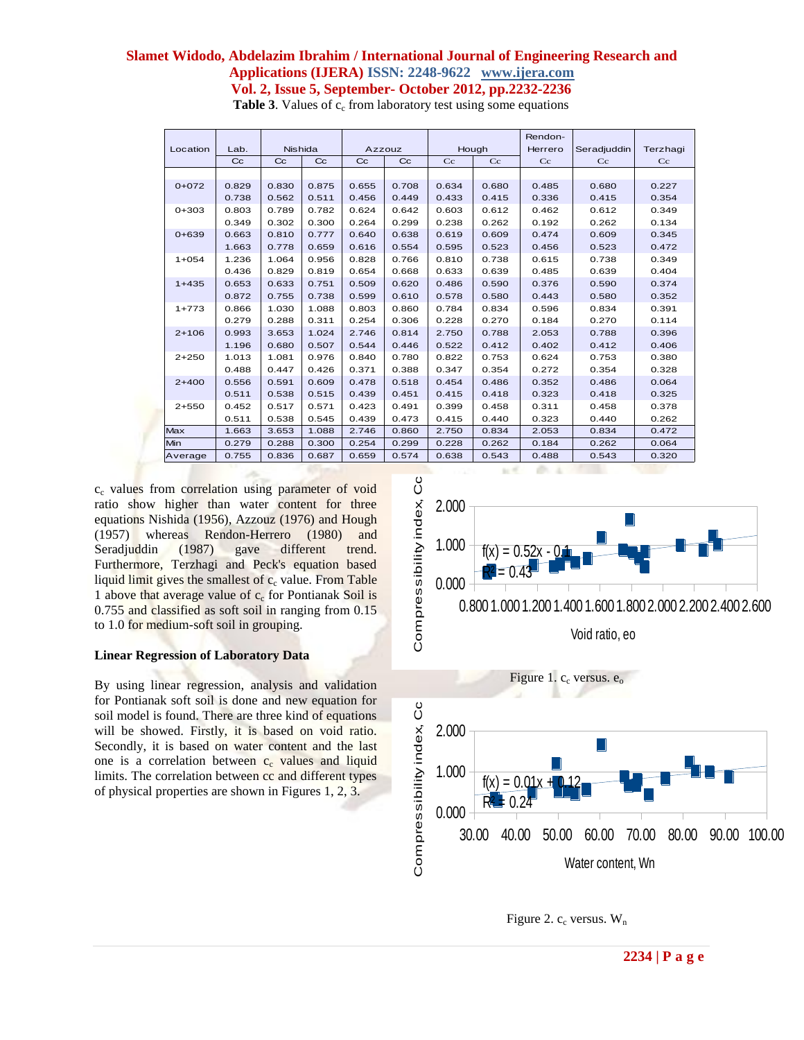**Table 3**. Values of $c_c$ from laboratory test using some equations

| Location | Lab. | Nishida | | Azzouz | | Hough | | Rendon-Herrero | Seradjuddin | Terzhagi |
|---|---|---|---|---|---|---|---|---|---|---|
| | Cc | Cc | Cc | Cc | Cc | Cc | Cc | Cc | Cc | Cc |
| 0+072 | 0.829 | 0.830 | 0.875 | 0.655 | 0.708 | 0.634 | 0.680 | 0.485 | 0.680 | 0.227 |
| | 0.738 | 0.562 | 0.511 | 0.456 | 0.449 | 0.433 | 0.415 | 0.336 | 0.415 | 0.354 |
| 0+303 | 0.803 | 0.789 | 0.782 | 0.624 | 0.642 | 0.603 | 0.612 | 0.462 | 0.612 | 0.349 |
| | 0.349 | 0.302 | 0.300 | 0.264 | 0.299 | 0.238 | 0.262 | 0.192 | 0.262 | 0.134 |
| 0+639 | 0.663 | 0.810 | 0.777 | 0.640 | 0.638 | 0.619 | 0.609 | 0.474 | 0.609 | 0.345 |
| | 1.663 | 0.778 | 0.659 | 0.616 | 0.554 | 0.595 | 0.523 | 0.456 | 0.523 | 0.472 |
| 1+054 | 1.236 | 1.064 | 0.956 | 0.828 | 0.766 | 0.810 | 0.738 | 0.615 | 0.738 | 0.349 |
| | 0.436 | 0.829 | 0.819 | 0.654 | 0.668 | 0.633 | 0.639 | 0.485 | 0.639 | 0.404 |
| 1+435 | 0.653 | 0.633 | 0.751 | 0.509 | 0.620 | 0.486 | 0.590 | 0.376 | 0.590 | 0.374 |
| | 0.872 | 0.755 | 0.738 | 0.599 | 0.610 | 0.578 | 0.580 | 0.443 | 0.580 | 0.352 |
| 1+773 | 0.866 | 1.030 | 1.088 | 0.803 | 0.860 | 0.784 | 0.834 | 0.596 | 0.834 | 0.391 |
| | 0.279 | 0.288 | 0.311 | 0.254 | 0.306 | 0.228 | 0.270 | 0.184 | 0.270 | 0.114 |
| 2+106 | 0.993 | 3.653 | 1.024 | 2.746 | 0.814 | 2.750 | 0.788 | 2.053 | 0.788 | 0.396 |
| | 1.196 | 0.680 | 0.507 | 0.544 | 0.446 | 0.522 | 0.412 | 0.402 | 0.412 | 0.406 |
| 2+250 | 1.013 | 1.081 | 0.976 | 0.840 | 0.780 | 0.822 | 0.753 | 0.624 | 0.753 | 0.380 |
| | 0.488 | 0.447 | 0.426 | 0.371 | 0.388 | 0.347 | 0.354 | 0.272 | 0.354 | 0.328 |
| 2+400 | 0.556 | 0.591 | 0.609 | 0.478 | 0.518 | 0.454 | 0.486 | 0.352 | 0.486 | 0.064 |
| | 0.511 | 0.538 | 0.515 | 0.439 | 0.451 | 0.415 | 0.418 | 0.323 | 0.418 | 0.325 |
| 2+550 | 0.452 | 0.517 | 0.571 | 0.423 | 0.491 | 0.399 | 0.458 | 0.311 | 0.458 | 0.378 |
| | 0.511 | 0.538 | 0.545 | 0.439 | 0.473 | 0.415 | 0.440 | 0.323 | 0.440 | 0.262 |
| Max | 1.663 | 3.653 | 1.088 | 2.746 | 0.860 | 2.750 | 0.834 | 2.053 | 0.834 | 0.472 |
| Min | 0.279 | 0.288 | 0.300 | 0.254 | 0.299 | 0.228 | 0.262 | 0.184 | 0.262 | 0.064 |
| Average | 0.755 | 0.836 | 0.687 | 0.659 | 0.574 | 0.638 | 0.543 | 0.488 | 0.543 | 0.320 |

$c_c$ values from correlation using parameter of void ratio show higher than water content for three equations Nishida (1956), Azzouz (1976) and Hough (1957) whereas Rendon-Herrero (1980) and Seradjuddin (1987) gave different trend. Furthermore, Terzhagi and Peck's equation based liquid limit gives the smallest of $c_c$ value. From Table 1 above that average value of $c_c$ for Pontianak Soil is 0.755 and classified as soft soil in ranging from 0.15 to 1.0 for medium-soft soil in grouping.

**Linear Regression of Laboratory Data**

By using linear regression, analysis and validation for Pontianak soft soil is done and new equation for soil model is found. There are three kind of equations will be showed. Firstly, it is based on void ratio. Secondly, it is based on water content and the last one is a correlation between $c_c$ values and liquid limits. The correlation between cc and different types of physical properties are shown in Figures 1, 2, 3.

Figure 1. $c_c$ versus. $e_o$

Figure 2. $c_c$ versus. $W_n$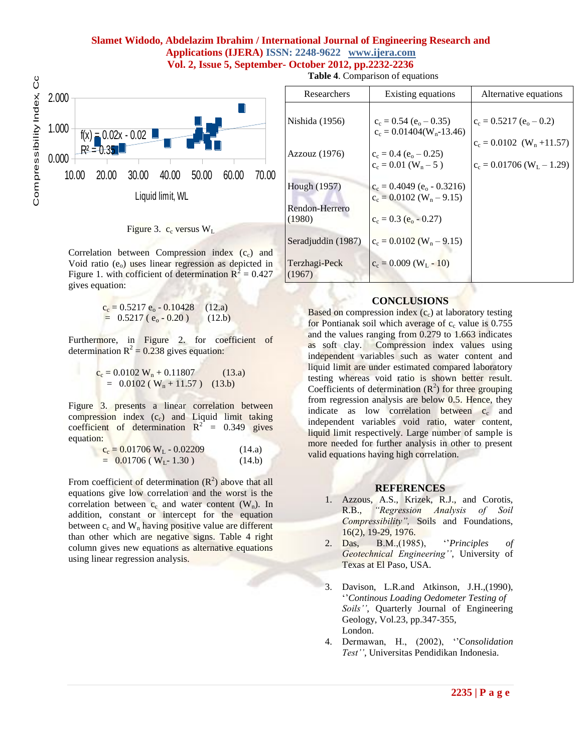Figure 3. $c_c$ versus $W_L$

Correlation between Compression index ($c_c$) and Void ratio ($e_o$) uses linear regression as depicted in Figure 1. with cofficient of determination $R^2 = 0.427$ gives equation:

$$c_c = 0.5217\ e_o - 0.10428 \quad (12.a)$$
$$= 0.5217\ (e_o - 0.20) \quad (12.b)$$

Furthermore, in Figure 2. for coefficient of determination $R^2 = 0.238$ gives equation:

$$c_c = 0.0102\ W_n + 0.11807 \quad (13.a)$$
$$= 0.0102\ (W_n + 11.57) \quad (13.b)$$

Figure 3. presents a linear correlation between compression index ($c_c$) and Liquid limit taking coefficient of determination $R^2 = 0.349$ gives equation:

$$c_c = 0.01706\ W_L - 0.02209 \quad (14.a)$$
$$= 0.01706\ (W_L - 1.30) \quad (14.b)$$

From coefficient of determination ($R^2$) above that all equations give low correlation and the worst is the correlation between $c_c$ and water content ($W_n$). In addition, constant or intercept for the equation between $c_c$ and $W_n$ having positive value are different than other which are negative signs. Table 4 right column gives new equations as alternative equations using linear regression analysis.

**Table 4**. Comparison of equations

| Researchers | Existing equations | Alternative equations |
|---|---|---|
| Nishida (1956) | $c_c = 0.54\ (e_o - 0.35)$<br>$c_c = 0.01404(W_n - 13.46)$ | $c_c = 0.5217\ (e_o - 0.2)$<br>$c_c = 0.0102\ (W_n + 11.57)$<br>$c_c = 0.01706\ (W_L - 1.29)$ |
| Azzouz (1976) | $c_c = 0.4\ (e_o - 0.25)$<br>$c_c = 0.01\ (W_n - 5)$ | |
| Hough (1957) | $c_c = 0.4049\ (e_o - 0.3216)$<br>$c_c = 0.0102\ (W_n - 9.15)$ | |
| Rendon-Herrero (1980) | $c_c = 0.3\ (e_o - 0.27)$ | |
| Seradjuddin (1987) | $c_c = 0.0102\ (W_n - 9.15)$ | |
| Terzhagi-Peck (1967) | $c_c = 0.009\ (W_L - 10)$ | |

## CONCLUSIONS

Based on compression index ($c_c$) at laboratory testing for Pontianak soil which average of $c_c$ value is 0.755 and the values ranging from 0.279 to 1.663 indicates as soft clay. Compression index values using independent variables such as water content and liquid limit are under estimated compared laboratory testing whereas void ratio is shown better result. Coefficients of determination ($R^2$) for three grouping from regression analysis are below 0.5. Hence, they indicate as low correlation between $c_c$ and independent variables void ratio, water content, liquid limit respectively. Large number of sample is more needed for further analysis in other to present valid equations having high correlation.

## REFERENCES

1. Azzous, A.S., Krizek, R.J., and Corotis, R.B., *"Regression Analysis of Soil Compressibility"*, Soils and Foundations, 16(2), 19-29, 1976.
2. Das, B.M.,(1985), ''*Principles of Geotechnical Engineering''*, University of Texas at El Paso, USA.
3. Davison, L.R.and Atkinson, J.H.,(1990), ''*Continous Loading Oedometer Testing of Soils''*, Quarterly Journal of Engineering Geology, Vol.23, pp.347-355, London.
4. Dermawan, H., (2002), ''C*onsolidation Test''*, Universitas Pendidikan Indonesia.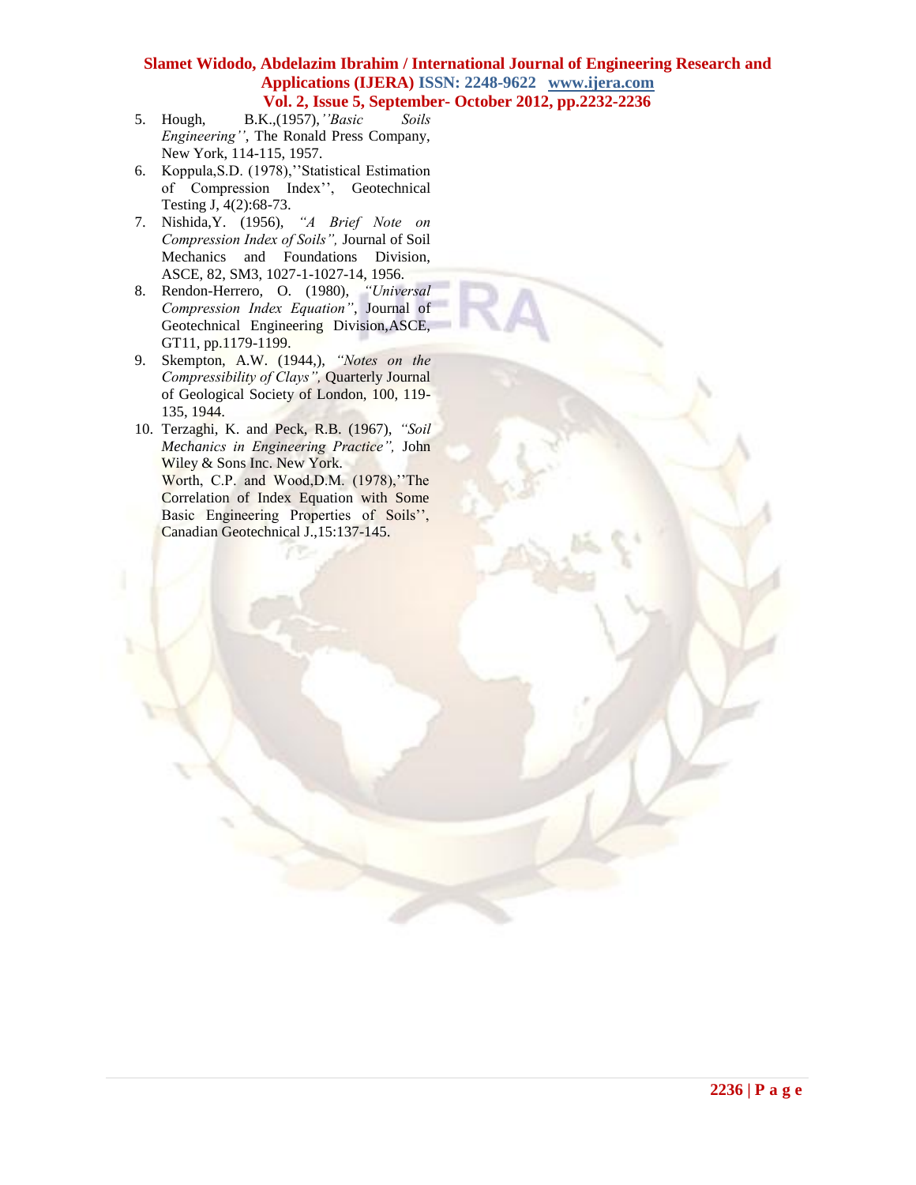5. Hough, B.K.,(1957),*''Basic Soils Engineering''*, The Ronald Press Company, New York, 114-115, 1957.
6. Koppula,S.D. (1978),''Statistical Estimation of Compression Index'', Geotechnical Testing J, 4(2):68-73.
7. Nishida,Y. (1956), *"A Brief Note on Compression Index of Soils",* Journal of Soil Mechanics and Foundations Division, ASCE, 82, SM3, 1027-1-1027-14, 1956.
8. Rendon-Herrero, O. (1980), *"Universal Compression Index Equation"*, Journal of Geotechnical Engineering Division,ASCE, GT11, pp.1179-1199.
9. Skempton, A.W. (1944,), *"Notes on the Compressibility of Clays",* Quarterly Journal of Geological Society of London, 100, 119-135, 1944.
10. Terzaghi, K. and Peck, R.B. (1967), *"Soil Mechanics in Engineering Practice",* John Wiley & Sons Inc. New York.

    Worth, C.P. and Wood,D.M. (1978),''The Correlation of Index Equation with Some Basic Engineering Properties of Soils'', Canadian Geotechnical J.,15:137-145.